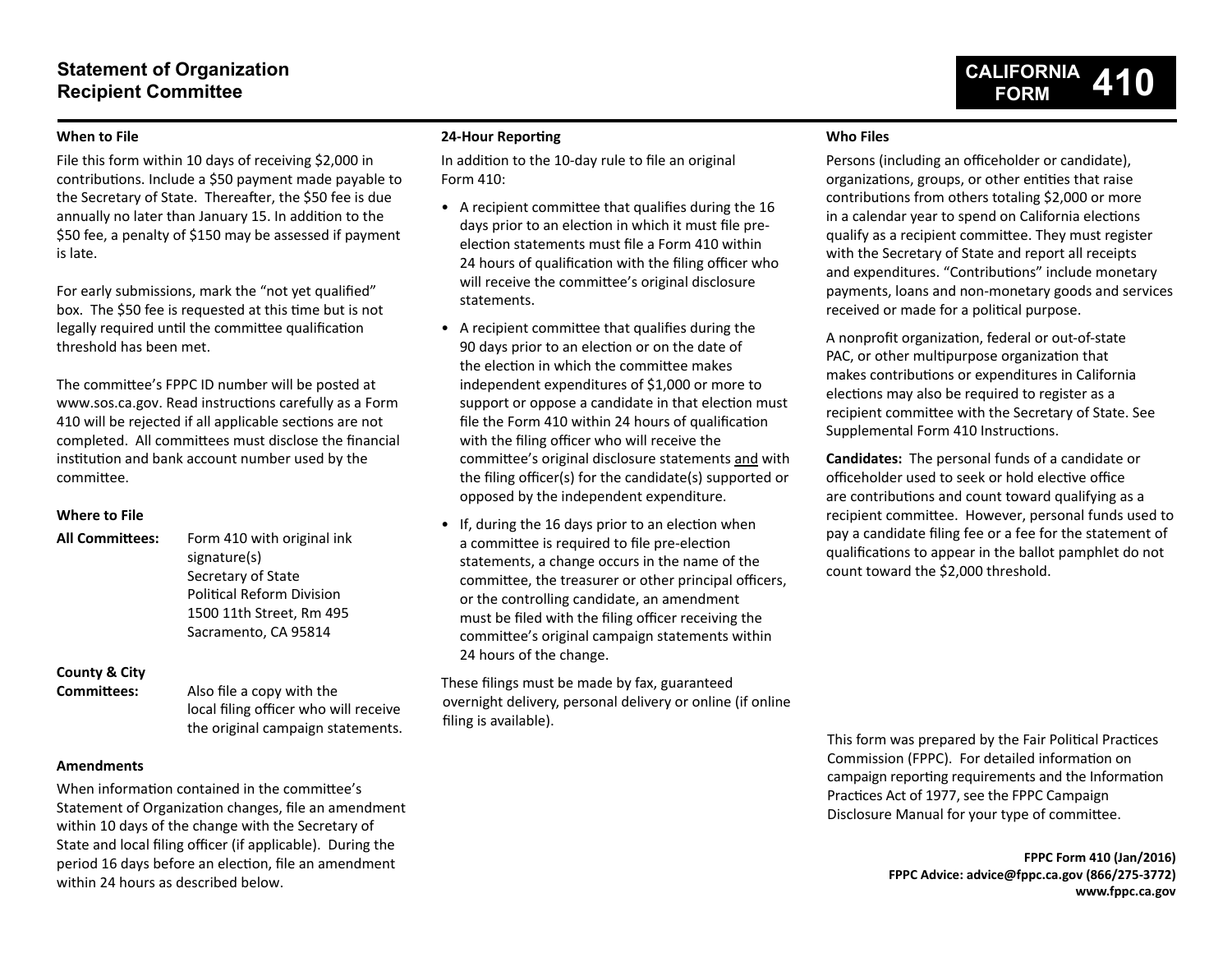# Statement of Organization Recipient Committee

**CALIFORNIA FORM 410**

### When to File

File this form within 10 days of receiving $2,000 in contributions. Include a $50 payment made payable to the Secretary of State. Thereafter, the $50 fee is due annually no later than January 15. In addition to the $50 fee, a penalty of $150 may be assessed if payment is late.

For early submissions, mark the "not yet qualified" box. The $50 fee is requested at this time but is not legally required until the committee qualification threshold has been met.

The committee's FPPC ID number will be posted at www.sos.ca.gov. Read instructions carefully as a Form 410 will be rejected if all applicable sections are not completed. All committees must disclose the financial institution and bank account number used by the committee.

### Where to File

**All Committees:** Form 410 with original ink signature(s)
Secretary of State
Political Reform Division
1500 11th Street, Rm 495
Sacramento, CA 95814

**County & City Committees:** Also file a copy with the local filing officer who will receive the original campaign statements.

### Amendments

When information contained in the committee's Statement of Organization changes, file an amendment within 10 days of the change with the Secretary of State and local filing officer (if applicable). During the period 16 days before an election, file an amendment within 24 hours as described below.

### 24-Hour Reporting

In addition to the 10-day rule to file an original Form 410:

- A recipient committee that qualifies during the 16 days prior to an election in which it must file pre-election statements must file a Form 410 within 24 hours of qualification with the filing officer who will receive the committee's original disclosure statements.
- A recipient committee that qualifies during the 90 days prior to an election or on the date of the election in which the committee makes independent expenditures of $1,000 or more to support or oppose a candidate in that election must file the Form 410 within 24 hours of qualification with the filing officer who will receive the committee's original disclosure statements and with the filing officer(s) for the candidate(s) supported or opposed by the independent expenditure.
- If, during the 16 days prior to an election when a committee is required to file pre-election statements, a change occurs in the name of the committee, the treasurer or other principal officers, or the controlling candidate, an amendment must be filed with the filing officer receiving the committee's original campaign statements within 24 hours of the change.

These filings must be made by fax, guaranteed overnight delivery, personal delivery or online (if online filing is available).

### Who Files

Persons (including an officeholder or candidate), organizations, groups, or other entities that raise contributions from others totaling $2,000 or more in a calendar year to spend on California elections qualify as a recipient committee. They must register with the Secretary of State and report all receipts and expenditures. "Contributions" include monetary payments, loans and non-monetary goods and services received or made for a political purpose.

A nonprofit organization, federal or out-of-state PAC, or other multipurpose organization that makes contributions or expenditures in California elections may also be required to register as a recipient committee with the Secretary of State. See Supplemental Form 410 Instructions.

**Candidates:** The personal funds of a candidate or officeholder used to seek or hold elective office are contributions and count toward qualifying as a recipient committee. However, personal funds used to pay a candidate filing fee or a fee for the statement of qualifications to appear in the ballot pamphlet do not count toward the $2,000 threshold.

This form was prepared by the Fair Political Practices Commission (FPPC). For detailed information on campaign reporting requirements and the Information Practices Act of 1977, see the FPPC Campaign Disclosure Manual for your type of committee.

**FPPC Form 410 (Jan/2016)**
**FPPC Advice: advice@fppc.ca.gov (866/275-3772)**
**www.fppc.ca.gov**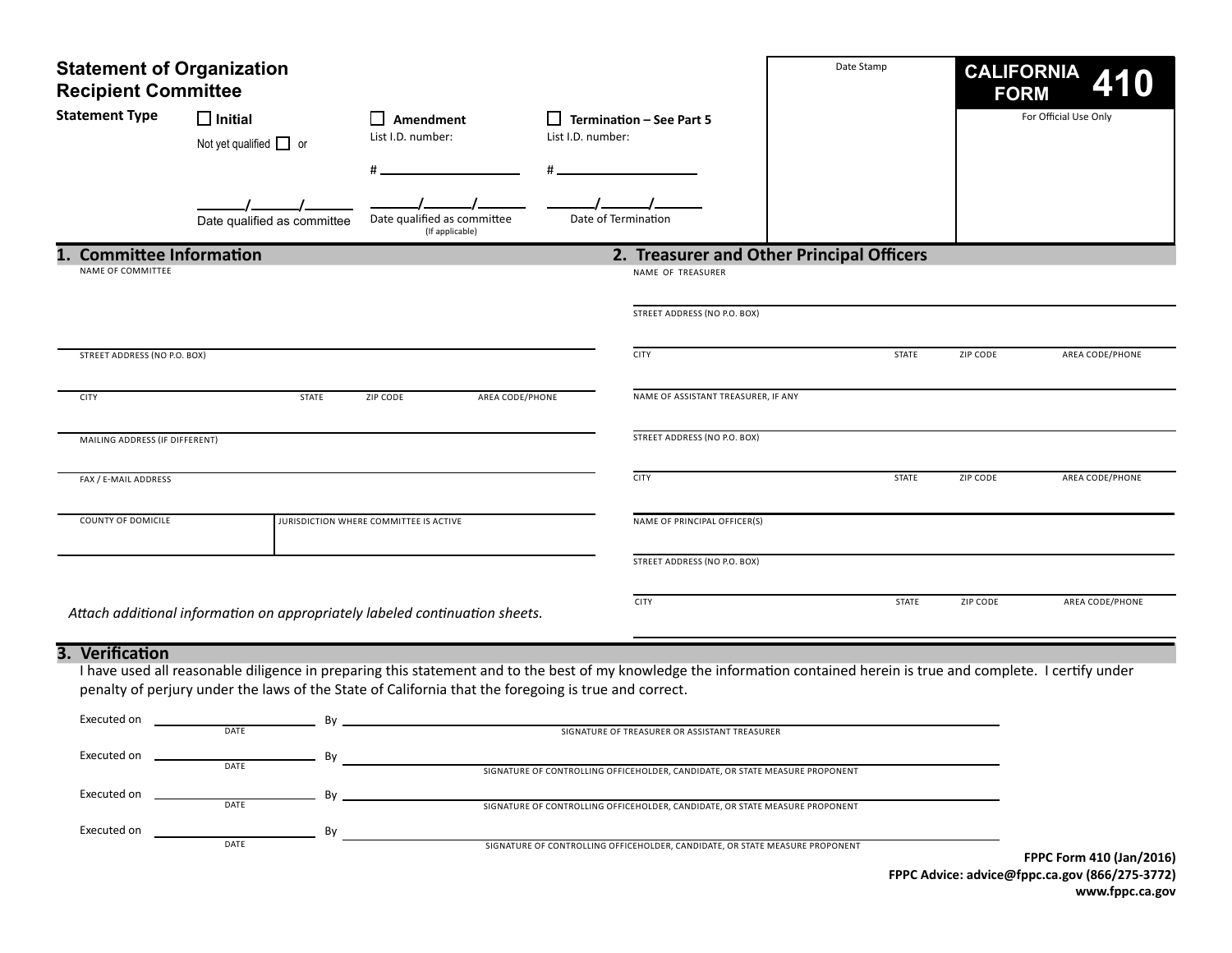# Statement of Organization Recipient Committee

**CALIFORNIA FORM 410**

Date Stamp

For Official Use Only

**Statement Type**

☐ **Initial**

Not yet qualified ☐ or

\_\_\_\_\_/\_\_\_\_\_/\_\_\_\_\_
Date qualified as committee

☐ **Amendment**

List I.D. number:

\# \_\_\_\_\_\_\_\_\_\_\_\_\_\_\_\_

\_\_\_\_\_/\_\_\_\_\_/\_\_\_\_\_
Date qualified as committee (If applicable)

☐ **Termination – See Part 5**

List I.D. number:

\# \_\_\_\_\_\_\_\_\_\_\_\_\_\_\_\_

\_\_\_\_\_/\_\_\_\_\_/\_\_\_\_\_
Date of Termination

## 1. Committee Information

NAME OF COMMITTEE

STREET ADDRESS (NO P.O. BOX)

| CITY | STATE | ZIP CODE | AREA CODE/PHONE |
|---|---|---|---|
| | | | |

MAILING ADDRESS (IF DIFFERENT)

FAX / E-MAIL ADDRESS

| COUNTY OF DOMICILE | JURISDICTION WHERE COMMITTEE IS ACTIVE |
|---|---|
| | |

*Attach additional information on appropriately labeled continuation sheets.*

## 2. Treasurer and Other Principal Officers

NAME OF TREASURER

STREET ADDRESS (NO P.O. BOX)

| CITY | STATE | ZIP CODE | AREA CODE/PHONE |
|---|---|---|---|
| | | | |

NAME OF ASSISTANT TREASURER, IF ANY

STREET ADDRESS (NO P.O. BOX)

| CITY | STATE | ZIP CODE | AREA CODE/PHONE |
|---|---|---|---|
| | | | |

NAME OF PRINCIPAL OFFICER(S)

STREET ADDRESS (NO P.O. BOX)

| CITY | STATE | ZIP CODE | AREA CODE/PHONE |
|---|---|---|---|
| | | | |

## 3. Verification

I have used all reasonable diligence in preparing this statement and to the best of my knowledge the information contained herein is true and complete. I certify under penalty of perjury under the laws of the State of California that the foregoing is true and correct.

Executed on \_\_\_\_\_\_\_\_\_\_\_\_ By \_\_\_\_\_\_\_\_\_\_\_\_\_\_\_\_\_\_\_\_\_\_\_\_
DATE — SIGNATURE OF TREASURER OR ASSISTANT TREASURER

Executed on \_\_\_\_\_\_\_\_\_\_\_\_ By \_\_\_\_\_\_\_\_\_\_\_\_\_\_\_\_\_\_\_\_\_\_\_\_
DATE — SIGNATURE OF CONTROLLING OFFICEHOLDER, CANDIDATE, OR STATE MEASURE PROPONENT

Executed on \_\_\_\_\_\_\_\_\_\_\_\_ By \_\_\_\_\_\_\_\_\_\_\_\_\_\_\_\_\_\_\_\_\_\_\_\_
DATE — SIGNATURE OF CONTROLLING OFFICEHOLDER, CANDIDATE, OR STATE MEASURE PROPONENT

Executed on \_\_\_\_\_\_\_\_\_\_\_\_ By \_\_\_\_\_\_\_\_\_\_\_\_\_\_\_\_\_\_\_\_\_\_\_\_
DATE — SIGNATURE OF CONTROLLING OFFICEHOLDER, CANDIDATE, OR STATE MEASURE PROPONENT

**FPPC Form 410 (Jan/2016)**
**FPPC Advice: advice@fppc.ca.gov (866/275-3772)**
**www.fppc.ca.gov**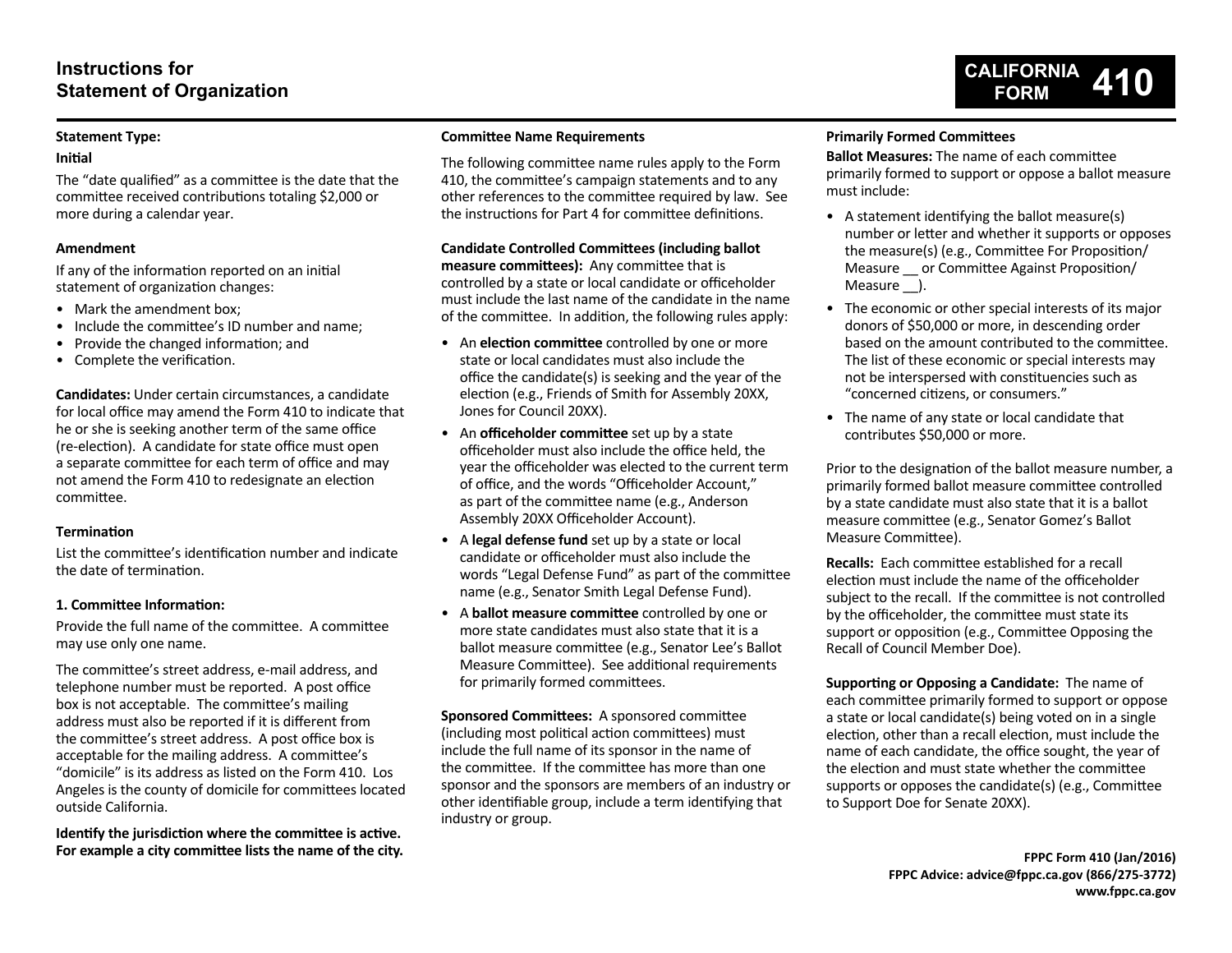# Instructions for Statement of Organization

**CALIFORNIA FORM 410**

### Statement Type:

#### Initial

The "date qualified" as a committee is the date that the committee received contributions totaling $2,000 or more during a calendar year.

#### Amendment

If any of the information reported on an initial statement of organization changes:

- Mark the amendment box;
- Include the committee's ID number and name;
- Provide the changed information; and
- Complete the verification.

**Candidates:** Under certain circumstances, a candidate for local office may amend the Form 410 to indicate that he or she is seeking another term of the same office (re-election). A candidate for state office must open a separate committee for each term of office and may not amend the Form 410 to redesignate an election committee.

#### Termination

List the committee's identification number and indicate the date of termination.

### 1. Committee Information:

Provide the full name of the committee. A committee may use only one name.

The committee's street address, e-mail address, and telephone number must be reported. A post office box is not acceptable. The committee's mailing address must also be reported if it is different from the committee's street address. A post office box is acceptable for the mailing address. A committee's "domicile" is its address as listed on the Form 410. Los Angeles is the county of domicile for committees located outside California.

**Identify the jurisdiction where the committee is active. For example a city committee lists the name of the city.**

### Committee Name Requirements

The following committee name rules apply to the Form 410, the committee's campaign statements and to any other references to the committee required by law. See the instructions for Part 4 for committee definitions.

**Candidate Controlled Committees (including ballot measure committees):** Any committee that is controlled by a state or local candidate or officeholder must include the last name of the candidate in the name of the committee. In addition, the following rules apply:

- An **election committee** controlled by one or more state or local candidates must also include the office the candidate(s) is seeking and the year of the election (e.g., Friends of Smith for Assembly 20XX, Jones for Council 20XX).
- An **officeholder committee** set up by a state officeholder must also include the office held, the year the officeholder was elected to the current term of office, and the words "Officeholder Account," as part of the committee name (e.g., Anderson Assembly 20XX Officeholder Account).
- A **legal defense fund** set up by a state or local candidate or officeholder must also include the words "Legal Defense Fund" as part of the committee name (e.g., Senator Smith Legal Defense Fund).
- A **ballot measure committee** controlled by one or more state candidates must also state that it is a ballot measure committee (e.g., Senator Lee's Ballot Measure Committee). See additional requirements for primarily formed committees.

**Sponsored Committees:** A sponsored committee (including most political action committees) must include the full name of its sponsor in the name of the committee. If the committee has more than one sponsor and the sponsors are members of an industry or other identifiable group, include a term identifying that industry or group.

### Primarily Formed Committees

**Ballot Measures:** The name of each committee primarily formed to support or oppose a ballot measure must include:

- A statement identifying the ballot measure(s) number or letter and whether it supports or opposes the measure(s) (e.g., Committee For Proposition/ Measure __ or Committee Against Proposition/ Measure __).
- The economic or other special interests of its major donors of $50,000 or more, in descending order based on the amount contributed to the committee. The list of these economic or special interests may not be interspersed with constituencies such as "concerned citizens, or consumers."
- The name of any state or local candidate that contributes $50,000 or more.

Prior to the designation of the ballot measure number, a primarily formed ballot measure committee controlled by a state candidate must also state that it is a ballot measure committee (e.g., Senator Gomez's Ballot Measure Committee).

**Recalls:** Each committee established for a recall election must include the name of the officeholder subject to the recall. If the committee is not controlled by the officeholder, the committee must state its support or opposition (e.g., Committee Opposing the Recall of Council Member Doe).

**Supporting or Opposing a Candidate:** The name of each committee primarily formed to support or oppose a state or local candidate(s) being voted on in a single election, other than a recall election, must include the name of each candidate, the office sought, the year of the election and must state whether the committee supports or opposes the candidate(s) (e.g., Committee to Support Doe for Senate 20XX).

**FPPC Form 410 (Jan/2016)**
**FPPC Advice: advice@fppc.ca.gov (866/275-3772)**
**www.fppc.ca.gov**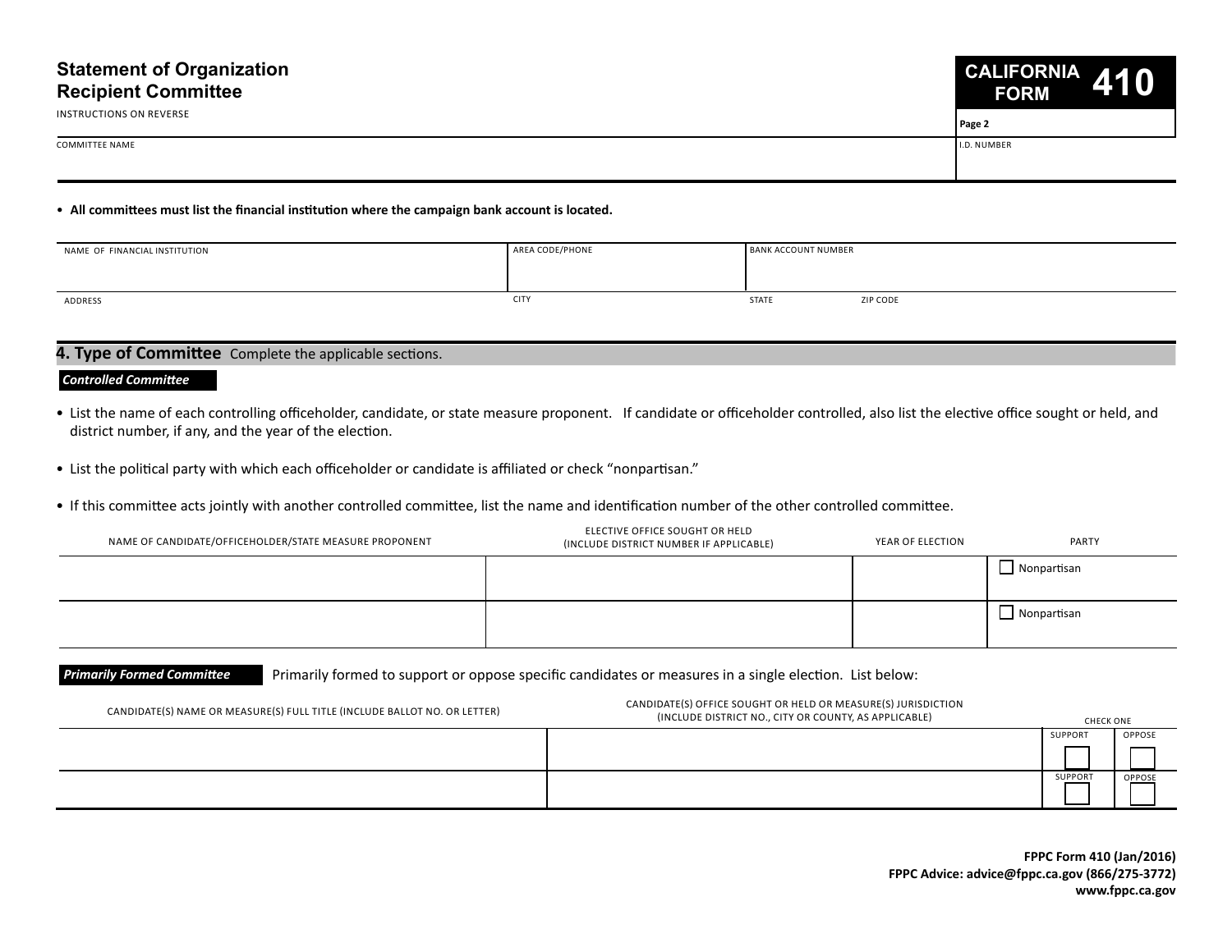# Statement of Organization Recipient Committee

INSTRUCTIONS ON REVERSE

**CALIFORNIA FORM 410**

**Page 2**

| COMMITTEE NAME | I.D. NUMBER |
|---|---|
| | |

- **All committees must list the financial institution where the campaign bank account is located.**

| NAME OF FINANCIAL INSTITUTION | AREA CODE/PHONE | BANK ACCOUNT NUMBER | |
|---|---|---|---|
| | | | |
| ADDRESS | CITY | STATE | ZIP CODE |
| | | | |

## 4. Type of Committee Complete the applicable sections.

***Controlled Committee***

- List the name of each controlling officeholder, candidate, or state measure proponent. If candidate or officeholder controlled, also list the elective office sought or held, and district number, if any, and the year of the election.
- List the political party with which each officeholder or candidate is affiliated or check "nonpartisan."
- If this committee acts jointly with another controlled committee, list the name and identification number of the other controlled committee.

| NAME OF CANDIDATE/OFFICEHOLDER/STATE MEASURE PROPONENT | ELECTIVE OFFICE SOUGHT OR HELD (INCLUDE DISTRICT NUMBER IF APPLICABLE) | YEAR OF ELECTION | PARTY |
|---|---|---|---|
| | | | ☐ Nonpartisan |
| | | | ☐ Nonpartisan |

***Primarily Formed Committee*** Primarily formed to support or oppose specific candidates or measures in a single election. List below:

| CANDIDATE(S) NAME OR MEASURE(S) FULL TITLE (INCLUDE BALLOT NO. OR LETTER) | CANDIDATE(S) OFFICE SOUGHT OR HELD OR MEASURE(S) JURISDICTION (INCLUDE DISTRICT NO., CITY OR COUNTY, AS APPLICABLE) | CHECK ONE | |
|---|---|---|---|
| | | SUPPORT ☐ | OPPOSE ☐ |
| | | SUPPORT ☐ | OPPOSE ☐ |

**FPPC Form 410 (Jan/2016)**
**FPPC Advice: advice@fppc.ca.gov (866/275-3772)**
**www.fppc.ca.gov**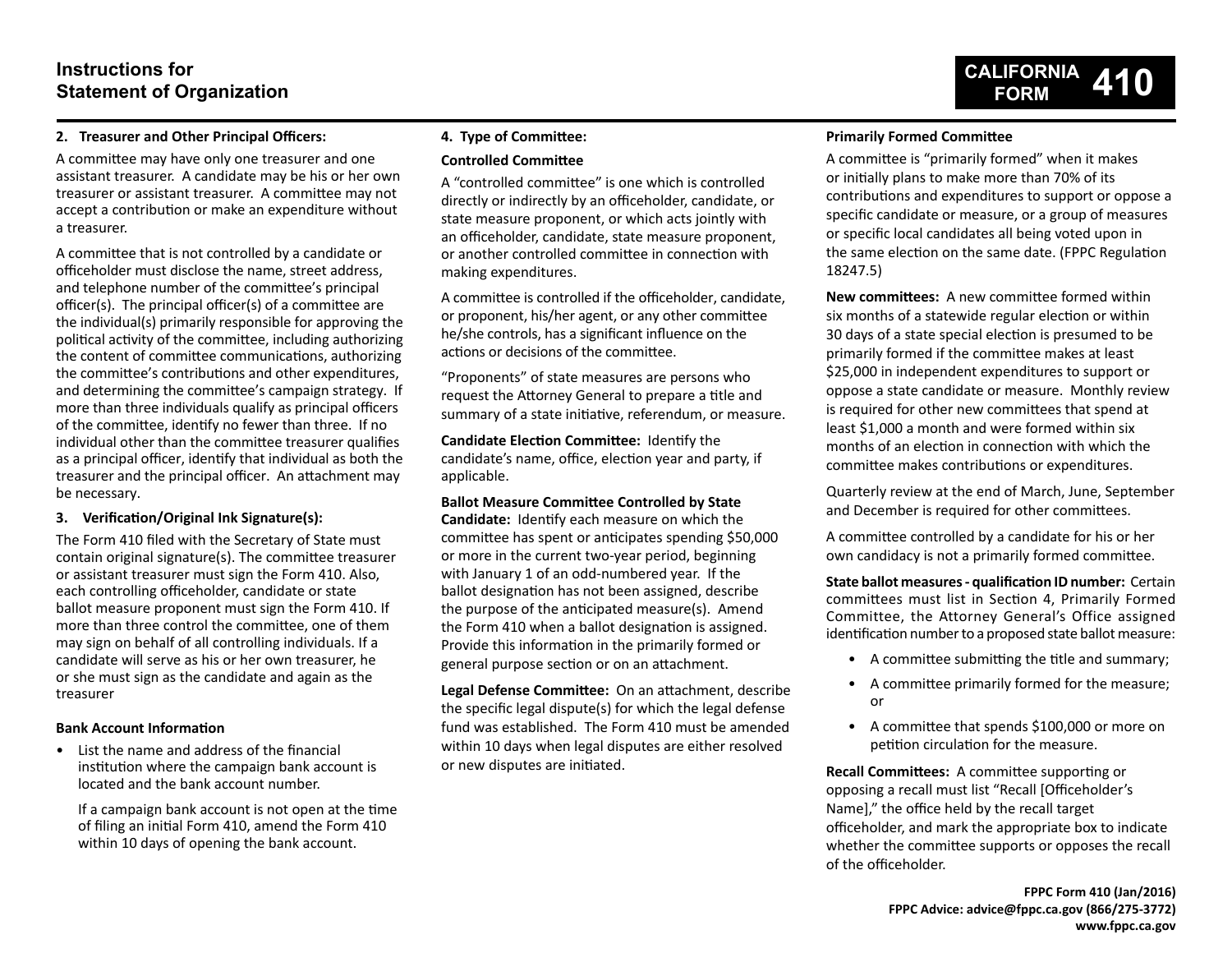# Instructions for Statement of Organization

**CALIFORNIA FORM 410**

### 2. Treasurer and Other Principal Officers:

A committee may have only one treasurer and one assistant treasurer. A candidate may be his or her own treasurer or assistant treasurer. A committee may not accept a contribution or make an expenditure without a treasurer.

A committee that is not controlled by a candidate or officeholder must disclose the name, street address, and telephone number of the committee's principal officer(s). The principal officer(s) of a committee are the individual(s) primarily responsible for approving the political activity of the committee, including authorizing the content of committee communications, authorizing the committee's contributions and other expenditures, and determining the committee's campaign strategy. If more than three individuals qualify as principal officers of the committee, identify no fewer than three. If no individual other than the committee treasurer qualifies as a principal officer, identify that individual as both the treasurer and the principal officer. An attachment may be necessary.

### 3. Verification/Original Ink Signature(s):

The Form 410 filed with the Secretary of State must contain original signature(s). The committee treasurer or assistant treasurer must sign the Form 410. Also, each controlling officeholder, candidate or state ballot measure proponent must sign the Form 410. If more than three control the committee, one of them may sign on behalf of all controlling individuals. If a candidate will serve as his or her own treasurer, he or she must sign as the candidate and again as the treasurer

**Bank Account Information**

- List the name and address of the financial institution where the campaign bank account is located and the bank account number.

  If a campaign bank account is not open at the time of filing an initial Form 410, amend the Form 410 within 10 days of opening the bank account.

### 4. Type of Committee:

**Controlled Committee**

A "controlled committee" is one which is controlled directly or indirectly by an officeholder, candidate, or state measure proponent, or which acts jointly with an officeholder, candidate, state measure proponent, or another controlled committee in connection with making expenditures.

A committee is controlled if the officeholder, candidate, or proponent, his/her agent, or any other committee he/she controls, has a significant influence on the actions or decisions of the committee.

"Proponents" of state measures are persons who request the Attorney General to prepare a title and summary of a state initiative, referendum, or measure.

**Candidate Election Committee:** Identify the candidate's name, office, election year and party, if applicable.

**Ballot Measure Committee Controlled by State Candidate:** Identify each measure on which the committee has spent or anticipates spending $50,000 or more in the current two-year period, beginning with January 1 of an odd-numbered year. If the ballot designation has not been assigned, describe the purpose of the anticipated measure(s). Amend the Form 410 when a ballot designation is assigned. Provide this information in the primarily formed or general purpose section or on an attachment.

**Legal Defense Committee:** On an attachment, describe the specific legal dispute(s) for which the legal defense fund was established. The Form 410 must be amended within 10 days when legal disputes are either resolved or new disputes are initiated.

**Primarily Formed Committee**

A committee is "primarily formed" when it makes or initially plans to make more than 70% of its contributions and expenditures to support or oppose a specific candidate or measure, or a group of measures or specific local candidates all being voted upon in the same election on the same date. (FPPC Regulation 18247.5)

**New committees:** A new committee formed within six months of a statewide regular election or within 30 days of a state special election is presumed to be primarily formed if the committee makes at least $25,000 in independent expenditures to support or oppose a state candidate or measure. Monthly review is required for other new committees that spend at least $1,000 a month and were formed within six months of an election in connection with which the committee makes contributions or expenditures.

Quarterly review at the end of March, June, September and December is required for other committees.

A committee controlled by a candidate for his or her own candidacy is not a primarily formed committee.

**State ballot measures - qualification ID number:** Certain committees must list in Section 4, Primarily Formed Committee, the Attorney General's Office assigned identification number to a proposed state ballot measure:

- A committee submitting the title and summary;
- A committee primarily formed for the measure; or
- A committee that spends $100,000 or more on petition circulation for the measure.

**Recall Committees:** A committee supporting or opposing a recall must list "Recall [Officeholder's Name]," the office held by the recall target officeholder, and mark the appropriate box to indicate whether the committee supports or opposes the recall of the officeholder.

**FPPC Form 410 (Jan/2016)**
**FPPC Advice: advice@fppc.ca.gov (866/275-3772)**
**www.fppc.ca.gov**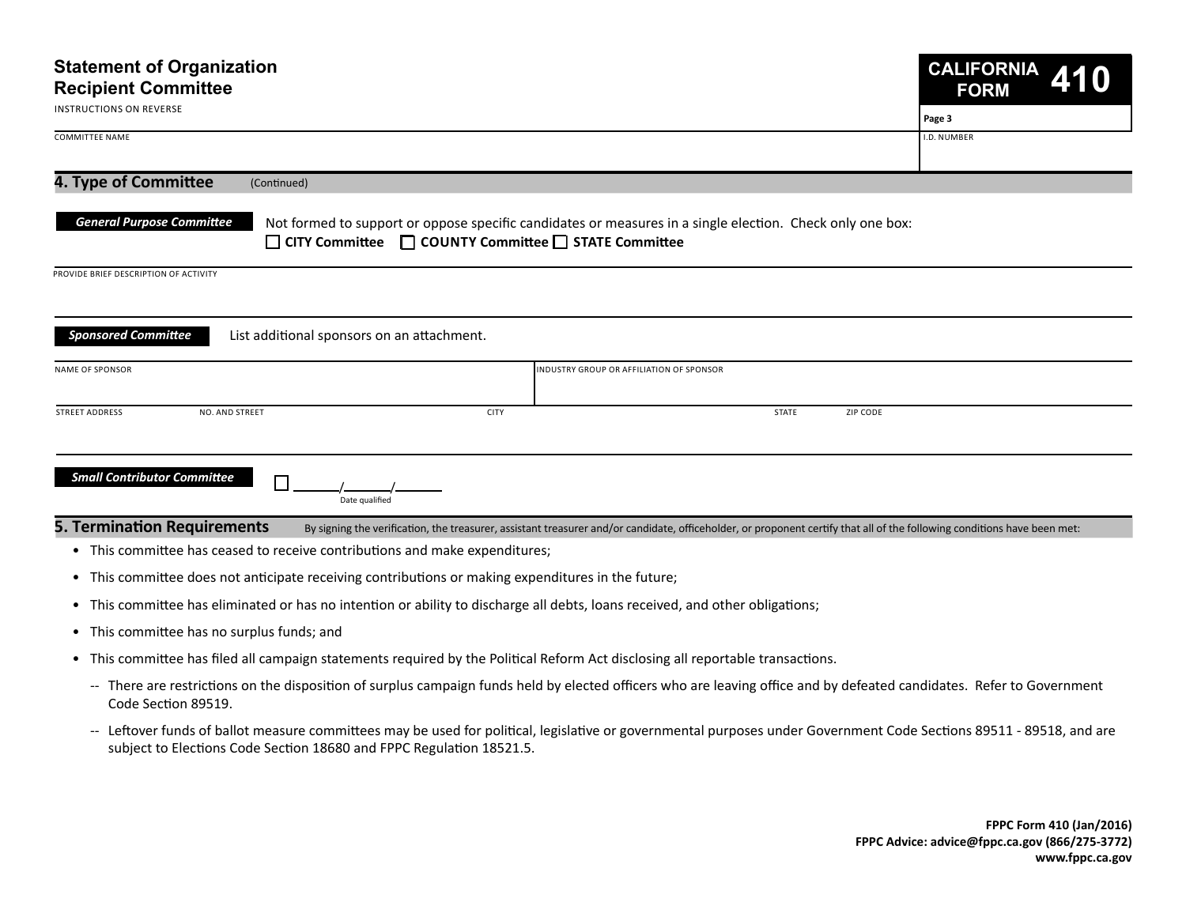# Statement of Organization Recipient Committee

INSTRUCTIONS ON REVERSE

**CALIFORNIA FORM 410**

Page 3

| COMMITTEE NAME | I.D. NUMBER |
|---|---|
| | |

## 4. Type of Committee (Continued)

***General Purpose Committee***

Not formed to support or oppose specific candidates or measures in a single election. Check only one box:

☐ **CITY Committee** ☐ **COUNTY Committee** ☐ **STATE Committee**

PROVIDE BRIEF DESCRIPTION OF ACTIVITY

***Sponsored Committee***

List additional sponsors on an attachment.

| NAME OF SPONSOR | INDUSTRY GROUP OR AFFILIATION OF SPONSOR |
|---|---|
| | |

| STREET ADDRESS NO. AND STREET | CITY | STATE | ZIP CODE |
|---|---|---|---|
| | | | |

***Small Contributor Committee***

☐ \_\_\_\_\_/\_\_\_\_\_/\_\_\_\_\_ Date qualified

## 5. Termination Requirements

By signing the verification, the treasurer, assistant treasurer and/or candidate, officeholder, or proponent certify that all of the following conditions have been met:

- This committee has ceased to receive contributions and make expenditures;
- This committee does not anticipate receiving contributions or making expenditures in the future;
- This committee has eliminated or has no intention or ability to discharge all debts, loans received, and other obligations;
- This committee has no surplus funds; and
- This committee has filed all campaign statements required by the Political Reform Act disclosing all reportable transactions.
  - -- There are restrictions on the disposition of surplus campaign funds held by elected officers who are leaving office and by defeated candidates. Refer to Government Code Section 89519.
  - -- Leftover funds of ballot measure committees may be used for political, legislative or governmental purposes under Government Code Sections 89511 - 89518, and are subject to Elections Code Section 18680 and FPPC Regulation 18521.5.

**FPPC Form 410 (Jan/2016)**
**FPPC Advice: advice@fppc.ca.gov (866/275-3772)**
**www.fppc.ca.gov**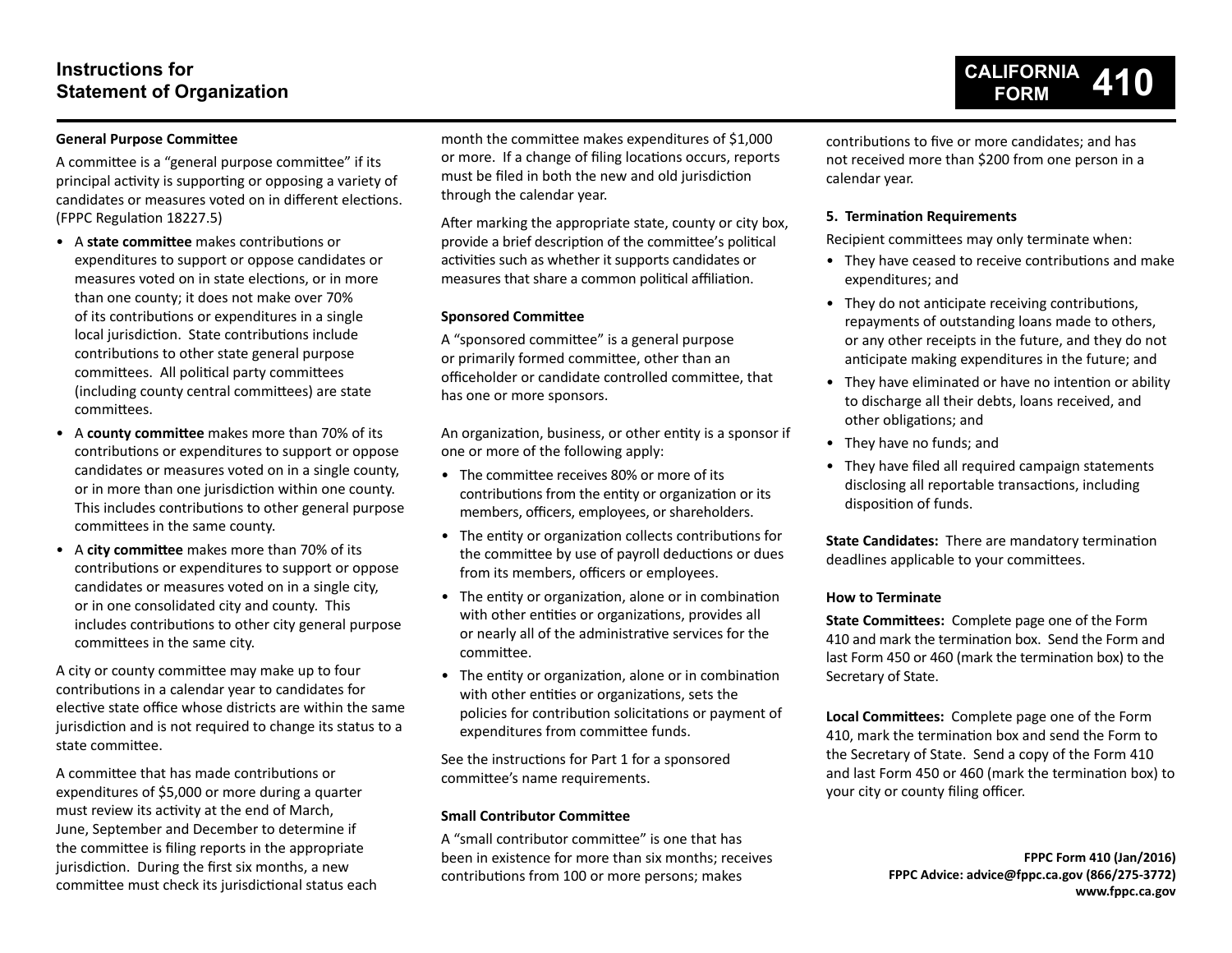# Instructions for Statement of Organization

**CALIFORNIA FORM 410**

### General Purpose Committee

A committee is a "general purpose committee" if its principal activity is supporting or opposing a variety of candidates or measures voted on in different elections. (FPPC Regulation 18227.5)

- A **state committee** makes contributions or expenditures to support or oppose candidates or measures voted on in state elections, or in more than one county; it does not make over 70% of its contributions or expenditures in a single local jurisdiction. State contributions include contributions to other state general purpose committees. All political party committees (including county central committees) are state committees.
- A **county committee** makes more than 70% of its contributions or expenditures to support or oppose candidates or measures voted on in a single county, or in more than one jurisdiction within one county. This includes contributions to other general purpose committees in the same county.
- A **city committee** makes more than 70% of its contributions or expenditures to support or oppose candidates or measures voted on in a single city, or in one consolidated city and county. This includes contributions to other city general purpose committees in the same city.

A city or county committee may make up to four contributions in a calendar year to candidates for elective state office whose districts are within the same jurisdiction and is not required to change its status to a state committee.

A committee that has made contributions or expenditures of $5,000 or more during a quarter must review its activity at the end of March, June, September and December to determine if the committee is filing reports in the appropriate jurisdiction. During the first six months, a new committee must check its jurisdictional status each month the committee makes expenditures of $1,000 or more. If a change of filing locations occurs, reports must be filed in both the new and old jurisdiction through the calendar year.

After marking the appropriate state, county or city box, provide a brief description of the committee's political activities such as whether it supports candidates or measures that share a common political affiliation.

### Sponsored Committee

A "sponsored committee" is a general purpose or primarily formed committee, other than an officeholder or candidate controlled committee, that has one or more sponsors.

An organization, business, or other entity is a sponsor if one or more of the following apply:

- The committee receives 80% or more of its contributions from the entity or organization or its members, officers, employees, or shareholders.
- The entity or organization collects contributions for the committee by use of payroll deductions or dues from its members, officers or employees.
- The entity or organization, alone or in combination with other entities or organizations, provides all or nearly all of the administrative services for the committee.
- The entity or organization, alone or in combination with other entities or organizations, sets the policies for contribution solicitations or payment of expenditures from committee funds.

See the instructions for Part 1 for a sponsored committee's name requirements.

### Small Contributor Committee

A "small contributor committee" is one that has been in existence for more than six months; receives contributions from 100 or more persons; makes contributions to five or more candidates; and has not received more than $200 from one person in a calendar year.

### 5. Termination Requirements

Recipient committees may only terminate when:

- They have ceased to receive contributions and make expenditures; and
- They do not anticipate receiving contributions, repayments of outstanding loans made to others, or any other receipts in the future, and they do not anticipate making expenditures in the future; and
- They have eliminated or have no intention or ability to discharge all their debts, loans received, and other obligations; and
- They have no funds; and
- They have filed all required campaign statements disclosing all reportable transactions, including disposition of funds.

**State Candidates:** There are mandatory termination deadlines applicable to your committees.

### How to Terminate

**State Committees:** Complete page one of the Form 410 and mark the termination box. Send the Form and last Form 450 or 460 (mark the termination box) to the Secretary of State.

**Local Committees:** Complete page one of the Form 410, mark the termination box and send the Form to the Secretary of State. Send a copy of the Form 410 and last Form 450 or 460 (mark the termination box) to your city or county filing officer.

**FPPC Form 410 (Jan/2016)**
**FPPC Advice: advice@fppc.ca.gov (866/275-3772)**
**www.fppc.ca.gov**